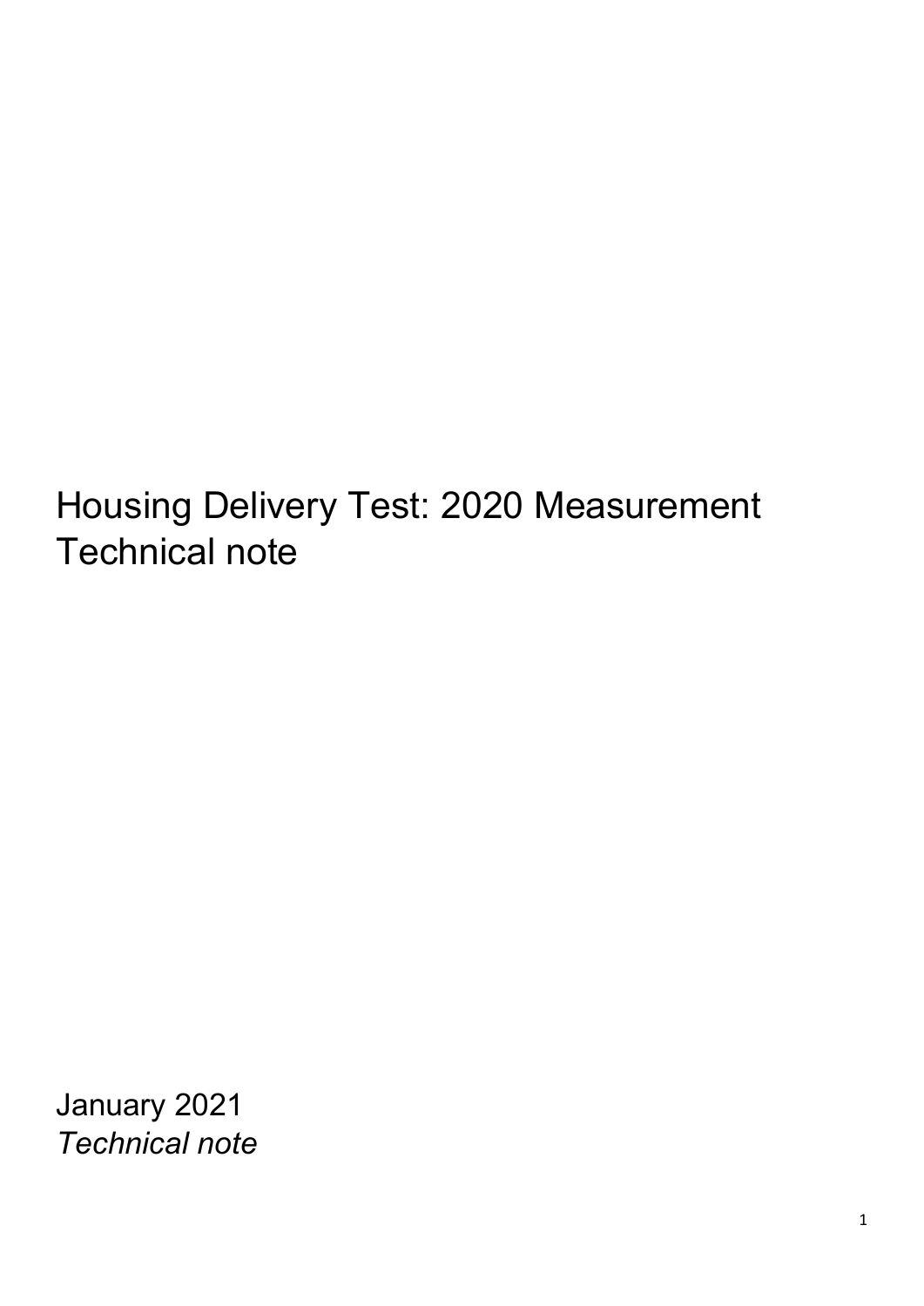# Housing Delivery Test: 2020 Measurement Technical note

January 2021

*Technical note*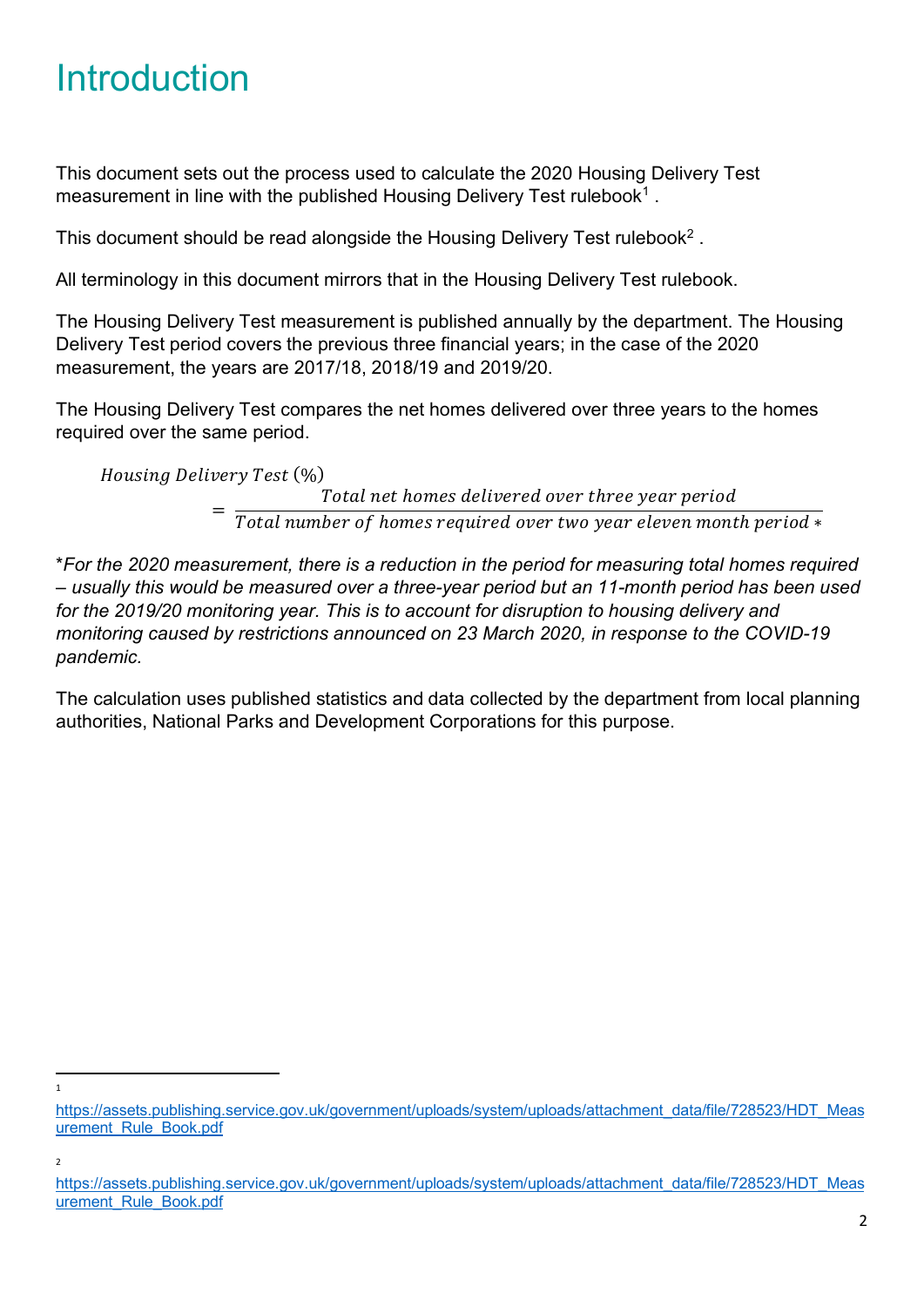# Introduction

This document sets out the process used to calculate the 2020 Housing Delivery Test measurement in line with the published Housing Delivery Test rulebook[1] .

This document should be read alongside the Housing Delivery Test rulebook[2] .

All terminology in this document mirrors that in the Housing Delivery Test rulebook.

The Housing Delivery Test measurement is published annually by the department. The Housing Delivery Test period covers the previous three financial years; in the case of the 2020 measurement, the years are 2017/18, 2018/19 and 2019/20.

The Housing Delivery Test compares the net homes delivered over three years to the homes required over the same period.

$$Housing\ Delivery\ Test\ (\%) = \frac{Total\ net\ homes\ delivered\ over\ three\ year\ period}{Total\ number\ of\ homes\ required\ over\ two\ year\ eleven\ month\ period\ *}$$

**\****For the 2020 measurement, there is a reduction in the period for measuring total homes required – usually this would be measured over a three-year period but an 11-month period has been used for the 2019/20 monitoring year. This is to account for disruption to housing delivery and monitoring caused by restrictions announced on 23 March 2020, in response to the COVID-19 pandemic.*

The calculation uses published statistics and data collected by the department from local planning authorities, National Parks and Development Corporations for this purpose.

---

[1] https://assets.publishing.service.gov.uk/government/uploads/system/uploads/attachment_data/file/728523/HDT_Measurement_Rule_Book.pdf

[2] https://assets.publishing.service.gov.uk/government/uploads/system/uploads/attachment_data/file/728523/HDT_Measurement_Rule_Book.pdf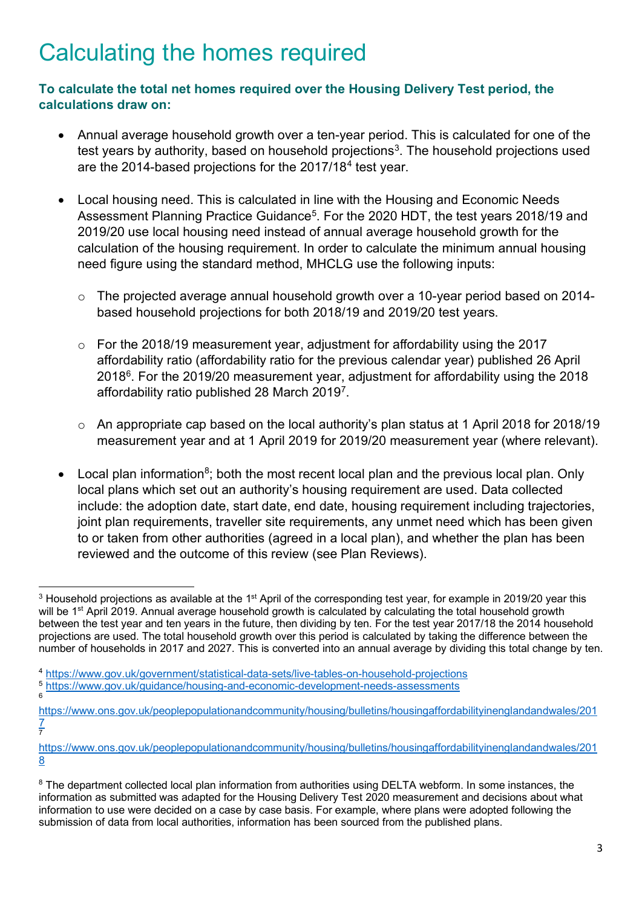# Calculating the homes required

**To calculate the total net homes required over the Housing Delivery Test period, the calculations draw on:**

- Annual average household growth over a ten-year period. This is calculated for one of the test years by authority, based on household projections[3]. The household projections used are the 2014-based projections for the 2017/18[4] test year.
- Local housing need. This is calculated in line with the Housing and Economic Needs Assessment Planning Practice Guidance[5]. For the 2020 HDT, the test years 2018/19 and 2019/20 use local housing need instead of annual average household growth for the calculation of the housing requirement. In order to calculate the minimum annual housing need figure using the standard method, MHCLG use the following inputs:
    - The projected average annual household growth over a 10-year period based on 2014-based household projections for both 2018/19 and 2019/20 test years.
    - For the 2018/19 measurement year, adjustment for affordability using the 2017 affordability ratio (affordability ratio for the previous calendar year) published 26 April 2018[6]. For the 2019/20 measurement year, adjustment for affordability using the 2018 affordability ratio published 28 March 2019[7].
    - An appropriate cap based on the local authority's plan status at 1 April 2018 for 2018/19 measurement year and at 1 April 2019 for 2019/20 measurement year (where relevant).
- Local plan information[8]; both the most recent local plan and the previous local plan. Only local plans which set out an authority's housing requirement are used. Data collected include: the adoption date, start date, end date, housing requirement including trajectories, joint plan requirements, traveller site requirements, any unmet need which has been given to or taken from other authorities (agreed in a local plan), and whether the plan has been reviewed and the outcome of this review (see Plan Reviews).

---

[3] Household projections as available at the 1st April of the corresponding test year, for example in 2019/20 year this will be 1st April 2019. Annual average household growth is calculated by calculating the total household growth between the test year and ten years in the future, then dividing by ten. For the test year 2017/18 the 2014 household projections are used. The total household growth over this period is calculated by taking the difference between the number of households in 2017 and 2027. This is converted into an annual average by dividing this total change by ten.

[4] https://www.gov.uk/government/statistical-data-sets/live-tables-on-household-projections

[5] https://www.gov.uk/guidance/housing-and-economic-development-needs-assessments

[6] https://www.ons.gov.uk/peoplepopulationandcommunity/housing/bulletins/housingaffordabilityinenglandandwales/2017

[7] https://www.ons.gov.uk/peoplepopulationandcommunity/housing/bulletins/housingaffordabilityinenglandandwales/2018

[8] The department collected local plan information from authorities using DELTA webform. In some instances, the information as submitted was adapted for the Housing Delivery Test 2020 measurement and decisions about what information to use were decided on a case by case basis. For example, where plans were adopted following the submission of data from local authorities, information has been sourced from the published plans.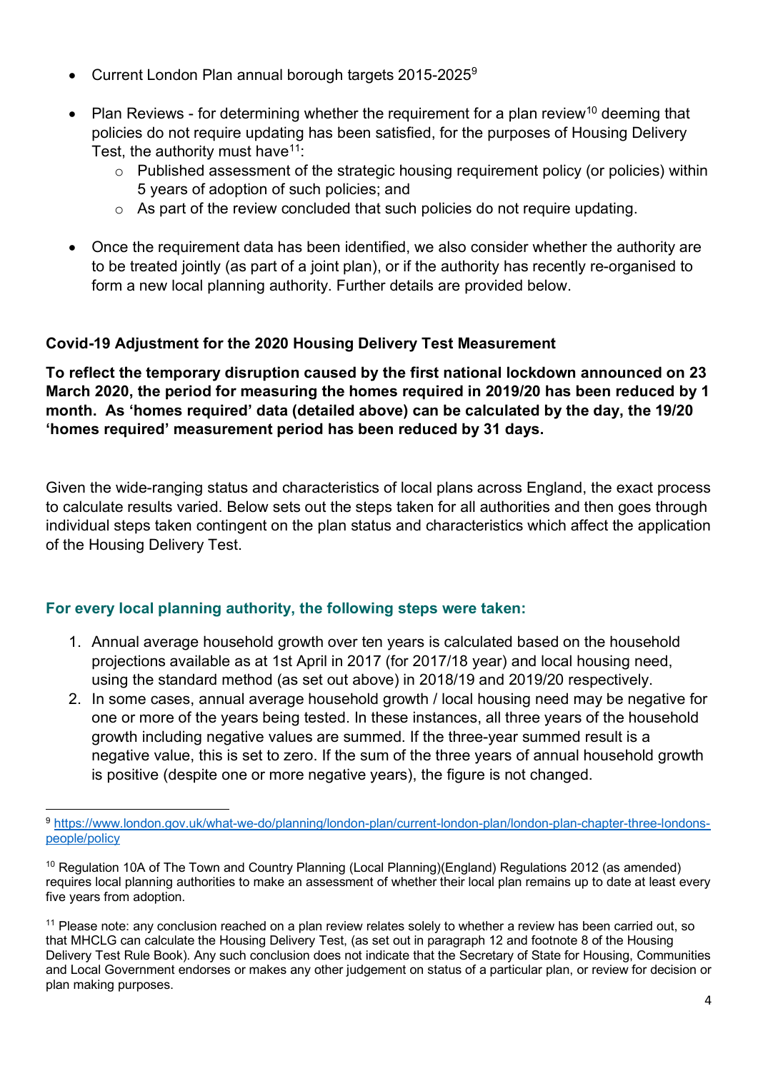- Current London Plan annual borough targets 2015-2025[9]

- Plan Reviews - for determining whether the requirement for a plan review[10] deeming that policies do not require updating has been satisfied, for the purposes of Housing Delivery Test, the authority must have[11]:
  - Published assessment of the strategic housing requirement policy (or policies) within 5 years of adoption of such policies; and
  - As part of the review concluded that such policies do not require updating.

- Once the requirement data has been identified, we also consider whether the authority are to be treated jointly (as part of a joint plan), or if the authority has recently re-organised to form a new local planning authority. Further details are provided below.

### Covid-19 Adjustment for the 2020 Housing Delivery Test Measurement

**To reflect the temporary disruption caused by the first national lockdown announced on 23 March 2020, the period for measuring the homes required in 2019/20 has been reduced by 1 month. As 'homes required' data (detailed above) can be calculated by the day, the 19/20 'homes required' measurement period has been reduced by 31 days.**

Given the wide-ranging status and characteristics of local plans across England, the exact process to calculate results varied. Below sets out the steps taken for all authorities and then goes through individual steps taken contingent on the plan status and characteristics which affect the application of the Housing Delivery Test.

### For every local planning authority, the following steps were taken:

1. Annual average household growth over ten years is calculated based on the household projections available as at 1st April in 2017 (for 2017/18 year) and local housing need, using the standard method (as set out above) in 2018/19 and 2019/20 respectively.
2. In some cases, annual average household growth / local housing need may be negative for one or more of the years being tested. In these instances, all three years of the household growth including negative values are summed. If the three-year summed result is a negative value, this is set to zero. If the sum of the three years of annual household growth is positive (despite one or more negative years), the figure is not changed.

---

[9] https://www.london.gov.uk/what-we-do/planning/london-plan/current-london-plan/london-plan-chapter-three-londons-people/policy

[10] Regulation 10A of The Town and Country Planning (Local Planning)(England) Regulations 2012 (as amended) requires local planning authorities to make an assessment of whether their local plan remains up to date at least every five years from adoption.

[11] Please note: any conclusion reached on a plan review relates solely to whether a review has been carried out, so that MHCLG can calculate the Housing Delivery Test, (as set out in paragraph 12 and footnote 8 of the Housing Delivery Test Rule Book). Any such conclusion does not indicate that the Secretary of State for Housing, Communities and Local Government endorses or makes any other judgement on status of a particular plan, or review for decision or plan making purposes.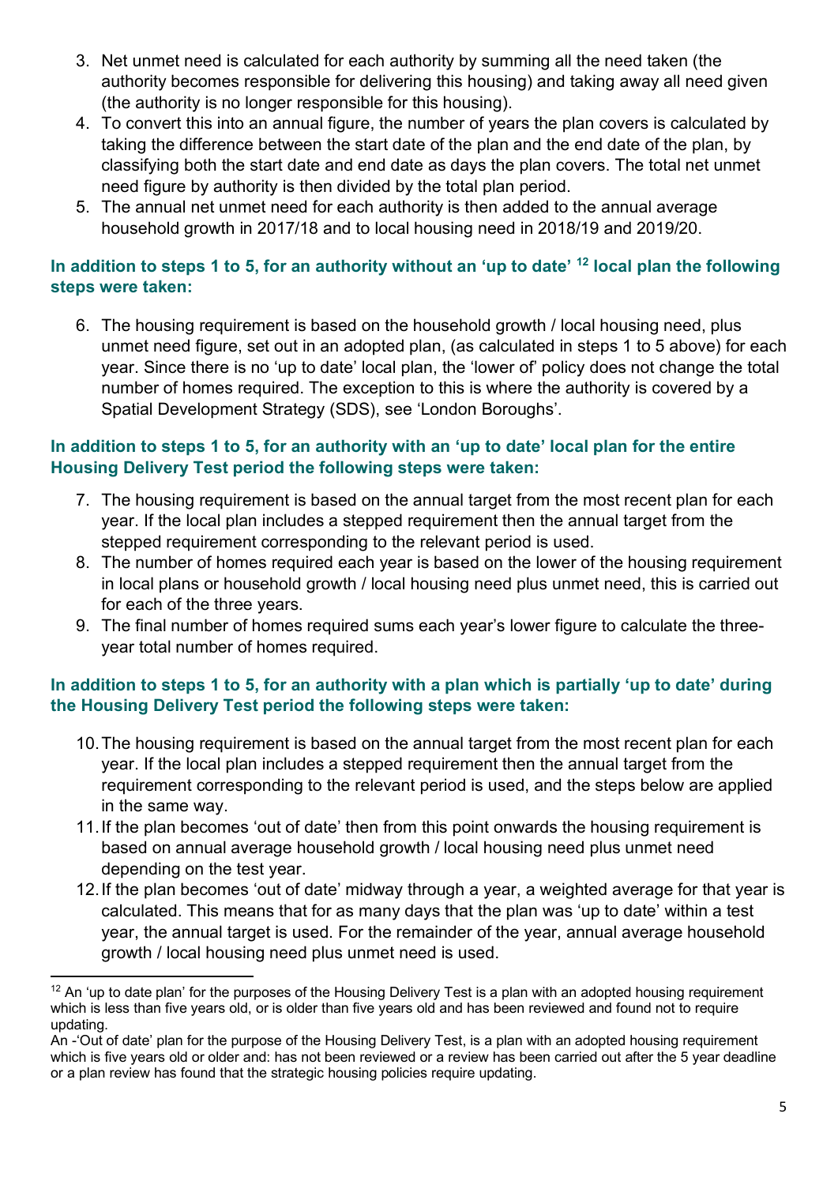3. Net unmet need is calculated for each authority by summing all the need taken (the authority becomes responsible for delivering this housing) and taking away all need given (the authority is no longer responsible for this housing).
4. To convert this into an annual figure, the number of years the plan covers is calculated by taking the difference between the start date of the plan and the end date of the plan, by classifying both the start date and end date as days the plan covers. The total net unmet need figure by authority is then divided by the total plan period.
5. The annual net unmet need for each authority is then added to the annual average household growth in 2017/18 and to local housing need in 2018/19 and 2019/20.

**In addition to steps 1 to 5, for an authority without an 'up to date' [12] local plan the following steps were taken:**

6. The housing requirement is based on the household growth / local housing need, plus unmet need figure, set out in an adopted plan, (as calculated in steps 1 to 5 above) for each year. Since there is no 'up to date' local plan, the 'lower of' policy does not change the total number of homes required. The exception to this is where the authority is covered by a Spatial Development Strategy (SDS), see 'London Boroughs'.

**In addition to steps 1 to 5, for an authority with an 'up to date' local plan for the entire Housing Delivery Test period the following steps were taken:**

7. The housing requirement is based on the annual target from the most recent plan for each year. If the local plan includes a stepped requirement then the annual target from the stepped requirement corresponding to the relevant period is used.
8. The number of homes required each year is based on the lower of the housing requirement in local plans or household growth / local housing need plus unmet need, this is carried out for each of the three years.
9. The final number of homes required sums each year's lower figure to calculate the three-year total number of homes required.

**In addition to steps 1 to 5, for an authority with a plan which is partially 'up to date' during the Housing Delivery Test period the following steps were taken:**

10. The housing requirement is based on the annual target from the most recent plan for each year. If the local plan includes a stepped requirement then the annual target from the requirement corresponding to the relevant period is used, and the steps below are applied in the same way.
11. If the plan becomes 'out of date' then from this point onwards the housing requirement is based on annual average household growth / local housing need plus unmet need depending on the test year.
12. If the plan becomes 'out of date' midway through a year, a weighted average for that year is calculated. This means that for as many days that the plan was 'up to date' within a test year, the annual target is used. For the remainder of the year, annual average household growth / local housing need plus unmet need is used.

[12] An 'up to date plan' for the purposes of the Housing Delivery Test is a plan with an adopted housing requirement which is less than five years old, or is older than five years old and has been reviewed and found not to require updating.
An -'Out of date' plan for the purpose of the Housing Delivery Test, is a plan with an adopted housing requirement which is five years old or older and: has not been reviewed or a review has been carried out after the 5 year deadline or a plan review has found that the strategic housing policies require updating.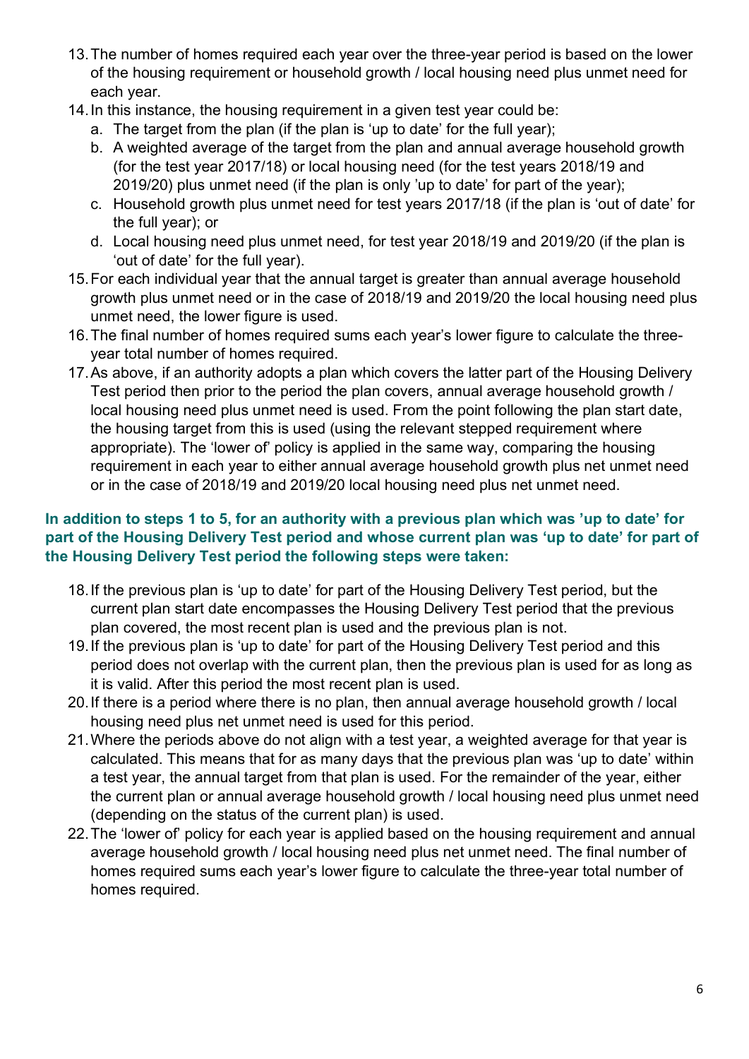13. The number of homes required each year over the three-year period is based on the lower of the housing requirement or household growth / local housing need plus unmet need for each year.
14. In this instance, the housing requirement in a given test year could be:
    a. The target from the plan (if the plan is 'up to date' for the full year);
    b. A weighted average of the target from the plan and annual average household growth (for the test year 2017/18) or local housing need (for the test years 2018/19 and 2019/20) plus unmet need (if the plan is only 'up to date' for part of the year);
    c. Household growth plus unmet need for test years 2017/18 (if the plan is 'out of date' for the full year); or
    d. Local housing need plus unmet need, for test year 2018/19 and 2019/20 (if the plan is 'out of date' for the full year).
15. For each individual year that the annual target is greater than annual average household growth plus unmet need or in the case of 2018/19 and 2019/20 the local housing need plus unmet need, the lower figure is used.
16. The final number of homes required sums each year's lower figure to calculate the three-year total number of homes required.
17. As above, if an authority adopts a plan which covers the latter part of the Housing Delivery Test period then prior to the period the plan covers, annual average household growth / local housing need plus unmet need is used. From the point following the plan start date, the housing target from this is used (using the relevant stepped requirement where appropriate). The 'lower of' policy is applied in the same way, comparing the housing requirement in each year to either annual average household growth plus net unmet need or in the case of 2018/19 and 2019/20 local housing need plus net unmet need.

**In addition to steps 1 to 5, for an authority with a previous plan which was 'up to date' for part of the Housing Delivery Test period and whose current plan was 'up to date' for part of the Housing Delivery Test period the following steps were taken:**

18. If the previous plan is 'up to date' for part of the Housing Delivery Test period, but the current plan start date encompasses the Housing Delivery Test period that the previous plan covered, the most recent plan is used and the previous plan is not.
19. If the previous plan is 'up to date' for part of the Housing Delivery Test period and this period does not overlap with the current plan, then the previous plan is used for as long as it is valid. After this period the most recent plan is used.
20. If there is a period where there is no plan, then annual average household growth / local housing need plus net unmet need is used for this period.
21. Where the periods above do not align with a test year, a weighted average for that year is calculated. This means that for as many days that the previous plan was 'up to date' within a test year, the annual target from that plan is used. For the remainder of the year, either the current plan or annual average household growth / local housing need plus unmet need (depending on the status of the current plan) is used.
22. The 'lower of' policy for each year is applied based on the housing requirement and annual average household growth / local housing need plus net unmet need. The final number of homes required sums each year's lower figure to calculate the three-year total number of homes required.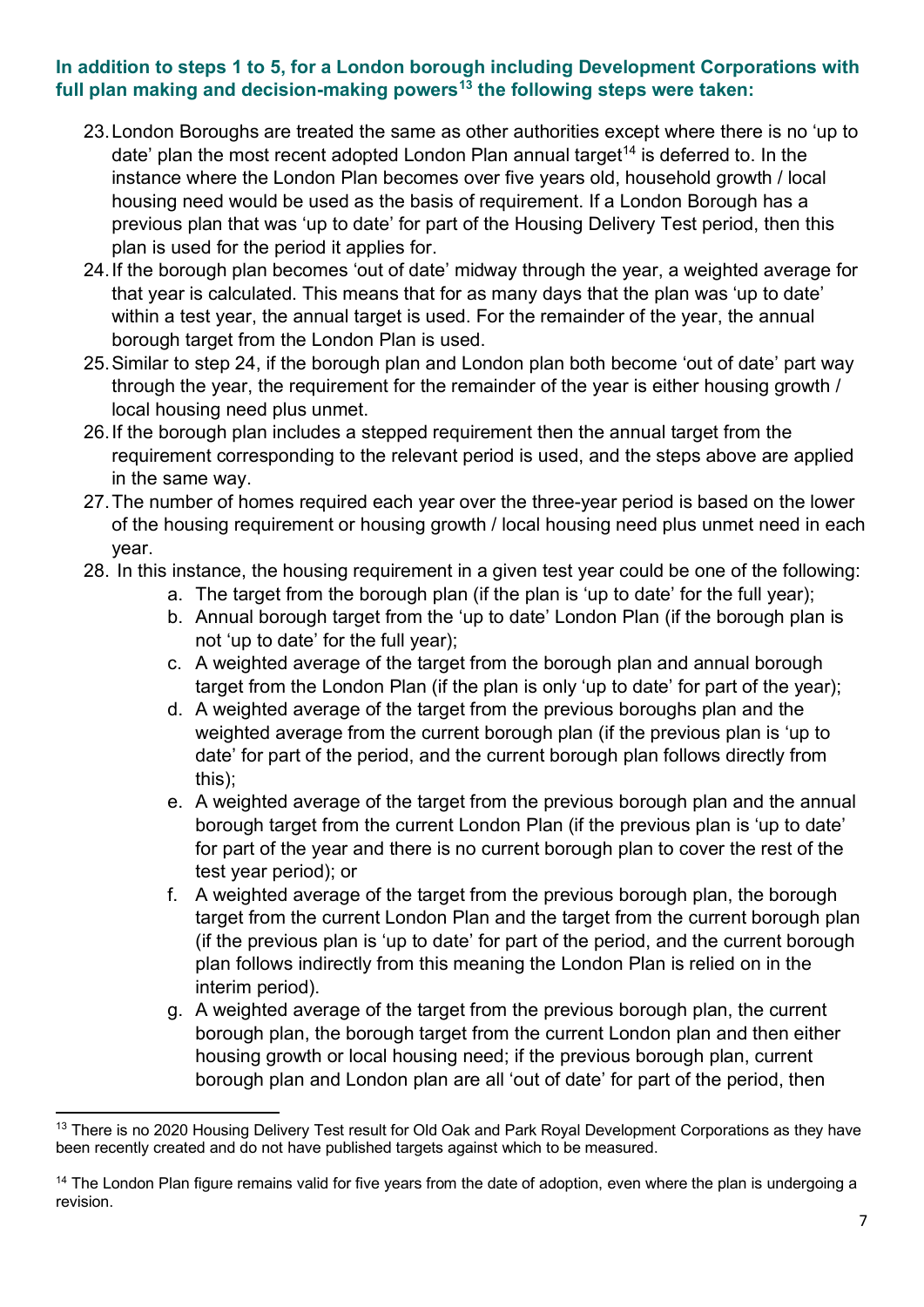**In addition to steps 1 to 5, for a London borough including Development Corporations with full plan making and decision-making powers[13] the following steps were taken:**

23. London Boroughs are treated the same as other authorities except where there is no 'up to date' plan the most recent adopted London Plan annual target[14] is deferred to. In the instance where the London Plan becomes over five years old, household growth / local housing need would be used as the basis of requirement. If a London Borough has a previous plan that was 'up to date' for part of the Housing Delivery Test period, then this plan is used for the period it applies for.
24. If the borough plan becomes 'out of date' midway through the year, a weighted average for that year is calculated. This means that for as many days that the plan was 'up to date' within a test year, the annual target is used. For the remainder of the year, the annual borough target from the London Plan is used.
25. Similar to step 24, if the borough plan and London plan both become 'out of date' part way through the year, the requirement for the remainder of the year is either housing growth / local housing need plus unmet.
26. If the borough plan includes a stepped requirement then the annual target from the requirement corresponding to the relevant period is used, and the steps above are applied in the same way.
27. The number of homes required each year over the three-year period is based on the lower of the housing requirement or housing growth / local housing need plus unmet need in each year.
28. In this instance, the housing requirement in a given test year could be one of the following:
    a. The target from the borough plan (if the plan is 'up to date' for the full year);
    b. Annual borough target from the 'up to date' London Plan (if the borough plan is not 'up to date' for the full year);
    c. A weighted average of the target from the borough plan and annual borough target from the London Plan (if the plan is only 'up to date' for part of the year);
    d. A weighted average of the target from the previous boroughs plan and the weighted average from the current borough plan (if the previous plan is 'up to date' for part of the period, and the current borough plan follows directly from this);
    e. A weighted average of the target from the previous borough plan and the annual borough target from the current London Plan (if the previous plan is 'up to date' for part of the year and there is no current borough plan to cover the rest of the test year period); or
    f. A weighted average of the target from the previous borough plan, the borough target from the current London Plan and the target from the current borough plan (if the previous plan is 'up to date' for part of the period, and the current borough plan follows indirectly from this meaning the London Plan is relied on in the interim period).
    g. A weighted average of the target from the previous borough plan, the current borough plan, the borough target from the current London plan and then either housing growth or local housing need; if the previous borough plan, current borough plan and London plan are all 'out of date' for part of the period, then

[13] There is no 2020 Housing Delivery Test result for Old Oak and Park Royal Development Corporations as they have been recently created and do not have published targets against which to be measured.

[14] The London Plan figure remains valid for five years from the date of adoption, even where the plan is undergoing a revision.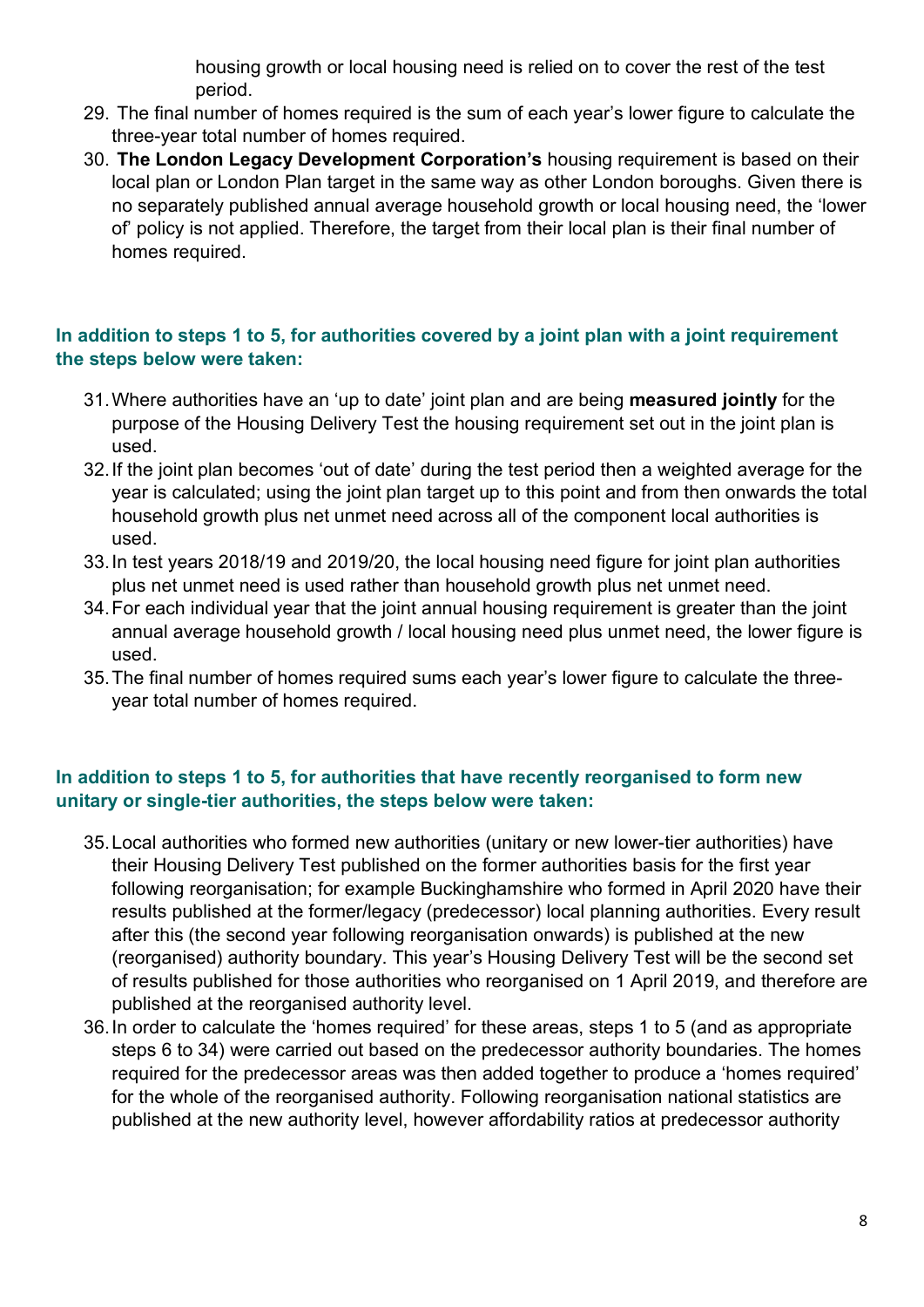housing growth or local housing need is relied on to cover the rest of the test period.

29. The final number of homes required is the sum of each year's lower figure to calculate the three-year total number of homes required.
30. **The London Legacy Development Corporation's** housing requirement is based on their local plan or London Plan target in the same way as other London boroughs. Given there is no separately published annual average household growth or local housing need, the 'lower of' policy is not applied. Therefore, the target from their local plan is their final number of homes required.

### In addition to steps 1 to 5, for authorities covered by a joint plan with a joint requirement the steps below were taken:

31. Where authorities have an 'up to date' joint plan and are being **measured jointly** for the purpose of the Housing Delivery Test the housing requirement set out in the joint plan is used.
32. If the joint plan becomes 'out of date' during the test period then a weighted average for the year is calculated; using the joint plan target up to this point and from then onwards the total household growth plus net unmet need across all of the component local authorities is used.
33. In test years 2018/19 and 2019/20, the local housing need figure for joint plan authorities plus net unmet need is used rather than household growth plus net unmet need.
34. For each individual year that the joint annual housing requirement is greater than the joint annual average household growth / local housing need plus unmet need, the lower figure is used.
35. The final number of homes required sums each year's lower figure to calculate the three-year total number of homes required.

### In addition to steps 1 to 5, for authorities that have recently reorganised to form new unitary or single-tier authorities, the steps below were taken:

35. Local authorities who formed new authorities (unitary or new lower-tier authorities) have their Housing Delivery Test published on the former authorities basis for the first year following reorganisation; for example Buckinghamshire who formed in April 2020 have their results published at the former/legacy (predecessor) local planning authorities. Every result after this (the second year following reorganisation onwards) is published at the new (reorganised) authority boundary. This year's Housing Delivery Test will be the second set of results published for those authorities who reorganised on 1 April 2019, and therefore are published at the reorganised authority level.
36. In order to calculate the 'homes required' for these areas, steps 1 to 5 (and as appropriate steps 6 to 34) were carried out based on the predecessor authority boundaries. The homes required for the predecessor areas was then added together to produce a 'homes required' for the whole of the reorganised authority. Following reorganisation national statistics are published at the new authority level, however affordability ratios at predecessor authority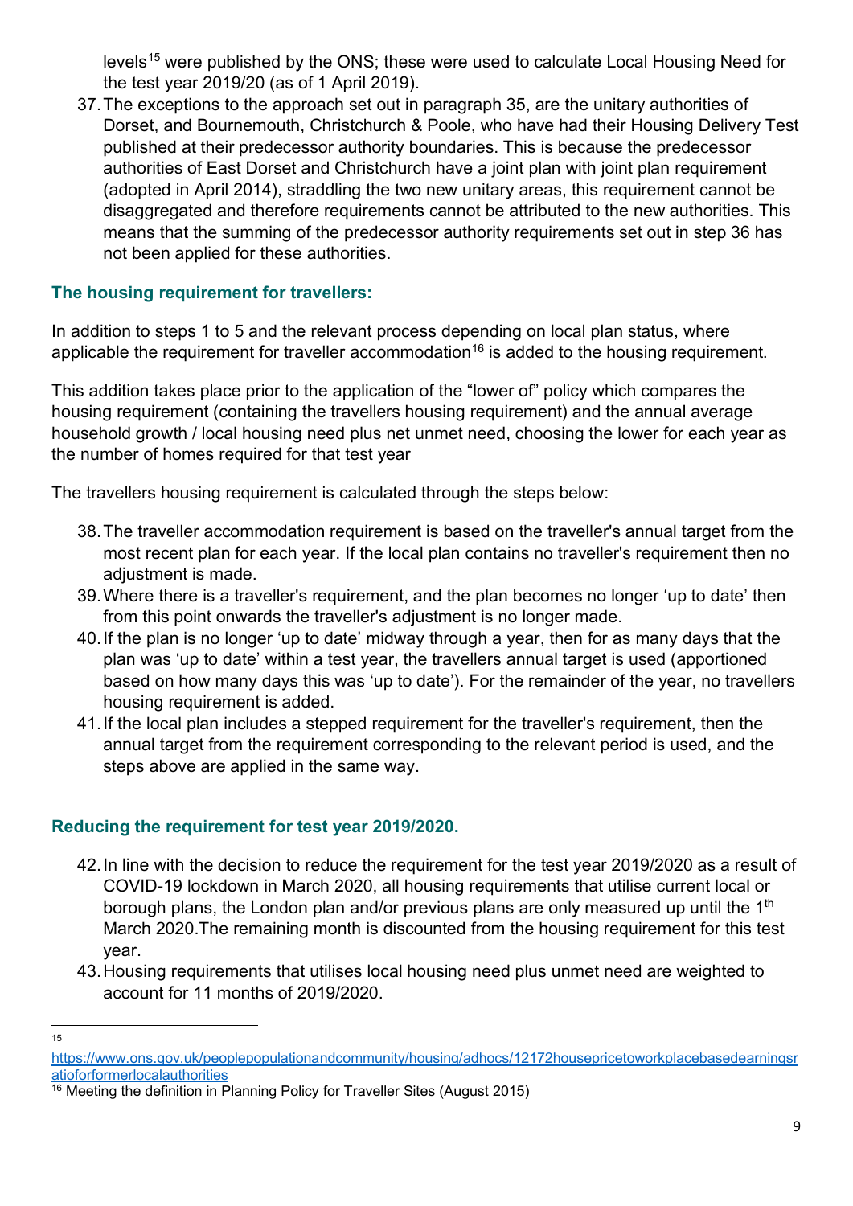levels[15] were published by the ONS; these were used to calculate Local Housing Need for the test year 2019/20 (as of 1 April 2019).

37. The exceptions to the approach set out in paragraph 35, are the unitary authorities of Dorset, and Bournemouth, Christchurch & Poole, who have had their Housing Delivery Test published at their predecessor authority boundaries. This is because the predecessor authorities of East Dorset and Christchurch have a joint plan with joint plan requirement (adopted in April 2014), straddling the two new unitary areas, this requirement cannot be disaggregated and therefore requirements cannot be attributed to the new authorities. This means that the summing of the predecessor authority requirements set out in step 36 has not been applied for these authorities.

### The housing requirement for travellers:

In addition to steps 1 to 5 and the relevant process depending on local plan status, where applicable the requirement for traveller accommodation[16] is added to the housing requirement.

This addition takes place prior to the application of the "lower of" policy which compares the housing requirement (containing the travellers housing requirement) and the annual average household growth / local housing need plus net unmet need, choosing the lower for each year as the number of homes required for that test year

The travellers housing requirement is calculated through the steps below:

38. The traveller accommodation requirement is based on the traveller's annual target from the most recent plan for each year. If the local plan contains no traveller's requirement then no adjustment is made.
39. Where there is a traveller's requirement, and the plan becomes no longer 'up to date' then from this point onwards the traveller's adjustment is no longer made.
40. If the plan is no longer 'up to date' midway through a year, then for as many days that the plan was 'up to date' within a test year, the travellers annual target is used (apportioned based on how many days this was 'up to date'). For the remainder of the year, no travellers housing requirement is added.
41. If the local plan includes a stepped requirement for the traveller's requirement, then the annual target from the requirement corresponding to the relevant period is used, and the steps above are applied in the same way.

### Reducing the requirement for test year 2019/2020.

42. In line with the decision to reduce the requirement for the test year 2019/2020 as a result of COVID-19 lockdown in March 2020, all housing requirements that utilise current local or borough plans, the London plan and/or previous plans are only measured up until the 1st March 2020.The remaining month is discounted from the housing requirement for this test year.
43. Housing requirements that utilises local housing need plus unmet need are weighted to account for 11 months of 2019/2020.

---

[15] https://www.ons.gov.uk/peoplepopulationandcommunity/housing/adhocs/12172housepricetoworkplacebasedearningsratioforformerlocalauthorities

[16] Meeting the definition in Planning Policy for Traveller Sites (August 2015)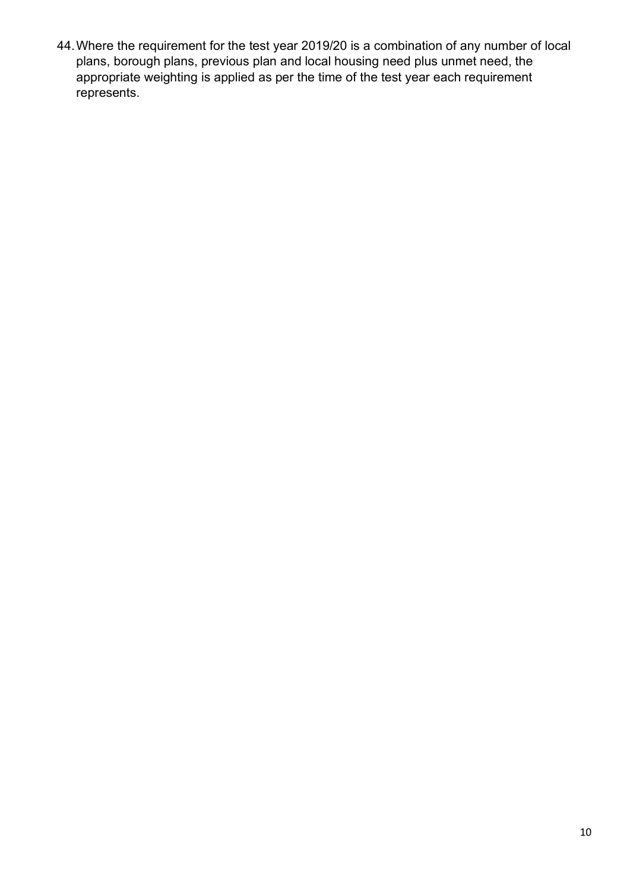44. Where the requirement for the test year 2019/20 is a combination of any number of local plans, borough plans, previous plan and local housing need plus unmet need, the appropriate weighting is applied as per the time of the test year each requirement represents.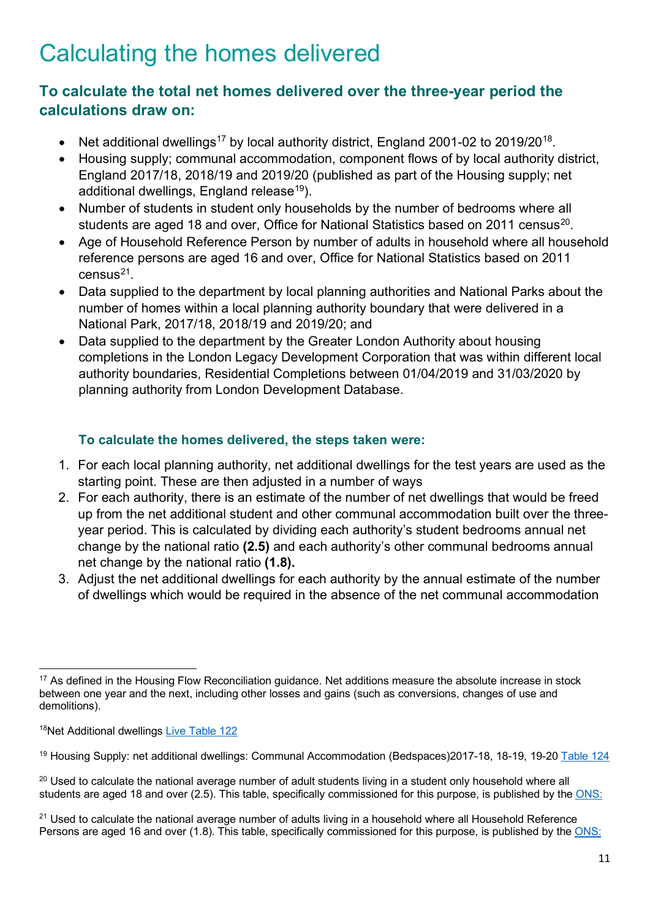# Calculating the homes delivered

### To calculate the total net homes delivered over the three-year period the calculations draw on:

- Net additional dwellings[17] by local authority district, England 2001-02 to 2019/20[18].
- Housing supply; communal accommodation, component flows of by local authority district, England 2017/18, 2018/19 and 2019/20 (published as part of the Housing supply; net additional dwellings, England release[19]).
- Number of students in student only households by the number of bedrooms where all students are aged 18 and over, Office for National Statistics based on 2011 census[20].
- Age of Household Reference Person by number of adults in household where all household reference persons are aged 16 and over, Office for National Statistics based on 2011 census[21].
- Data supplied to the department by local planning authorities and National Parks about the number of homes within a local planning authority boundary that were delivered in a National Park, 2017/18, 2018/19 and 2019/20; and
- Data supplied to the department by the Greater London Authority about housing completions in the London Legacy Development Corporation that was within different local authority boundaries, Residential Completions between 01/04/2019 and 31/03/2020 by planning authority from London Development Database.

#### To calculate the homes delivered, the steps taken were:

1. For each local planning authority, net additional dwellings for the test years are used as the starting point. These are then adjusted in a number of ways
2. For each authority, there is an estimate of the number of net dwellings that would be freed up from the net additional student and other communal accommodation built over the three-year period. This is calculated by dividing each authority's student bedrooms annual net change by the national ratio **(2.5)** and each authority's other communal bedrooms annual net change by the national ratio **(1.8).**
3. Adjust the net additional dwellings for each authority by the annual estimate of the number of dwellings which would be required in the absence of the net communal accommodation

---

[17] As defined in the Housing Flow Reconciliation guidance. Net additions measure the absolute increase in stock between one year and the next, including other losses and gains (such as conversions, changes of use and demolitions).

[18] Net Additional dwellings Live Table 122

[19] Housing Supply: net additional dwellings: Communal Accommodation (Bedspaces)2017-18, 18-19, 19-20 Table 124

[20] Used to calculate the national average number of adult students living in a student only household where all students are aged 18 and over (2.5). This table, specifically commissioned for this purpose, is published by the ONS:

[21] Used to calculate the national average number of adults living in a household where all Household Reference Persons are aged 16 and over (1.8). This table, specifically commissioned for this purpose, is published by the ONS: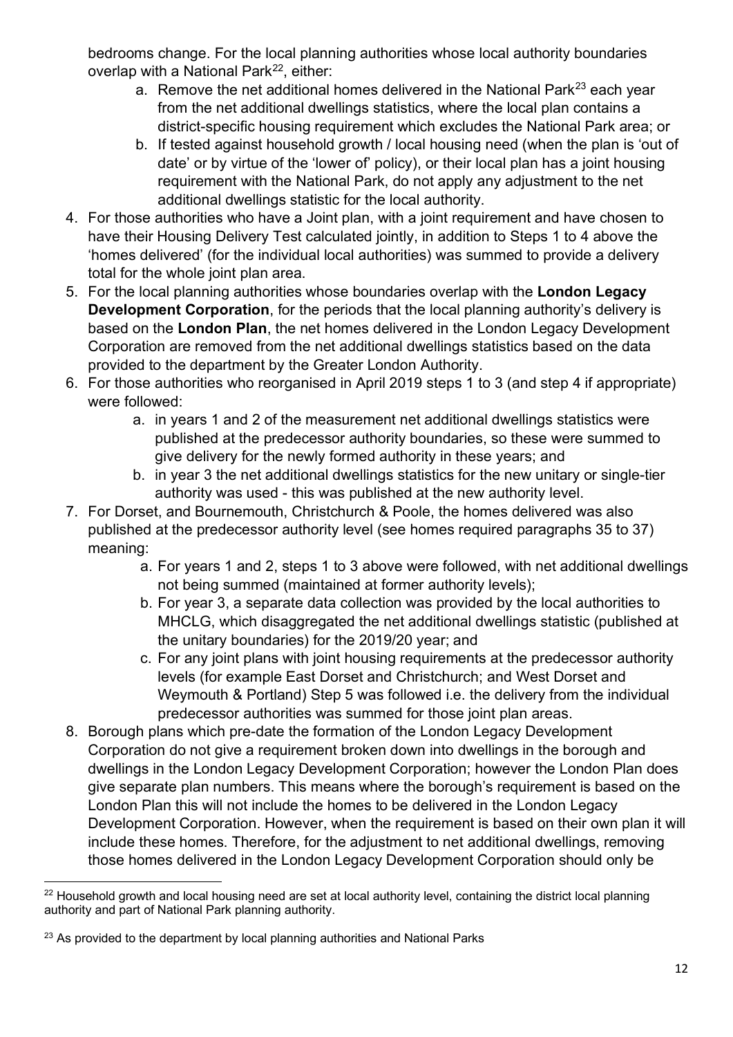bedrooms change. For the local planning authorities whose local authority boundaries overlap with a National Park[22], either:

   a. Remove the net additional homes delivered in the National Park[23] each year from the net additional dwellings statistics, where the local plan contains a district-specific housing requirement which excludes the National Park area; or
   b. If tested against household growth / local housing need (when the plan is 'out of date' or by virtue of the 'lower of' policy), or their local plan has a joint housing requirement with the National Park, do not apply any adjustment to the net additional dwellings statistic for the local authority.

4. For those authorities who have a Joint plan, with a joint requirement and have chosen to have their Housing Delivery Test calculated jointly, in addition to Steps 1 to 4 above the 'homes delivered' (for the individual local authorities) was summed to provide a delivery total for the whole joint plan area.
5. For the local planning authorities whose boundaries overlap with the **London Legacy Development Corporation**, for the periods that the local planning authority's delivery is based on the **London Plan**, the net homes delivered in the London Legacy Development Corporation are removed from the net additional dwellings statistics based on the data provided to the department by the Greater London Authority.
6. For those authorities who reorganised in April 2019 steps 1 to 3 (and step 4 if appropriate) were followed:
   a. in years 1 and 2 of the measurement net additional dwellings statistics were published at the predecessor authority boundaries, so these were summed to give delivery for the newly formed authority in these years; and
   b. in year 3 the net additional dwellings statistics for the new unitary or single-tier authority was used - this was published at the new authority level.
7. For Dorset, and Bournemouth, Christchurch & Poole, the homes delivered was also published at the predecessor authority level (see homes required paragraphs 35 to 37) meaning:
   a. For years 1 and 2, steps 1 to 3 above were followed, with net additional dwellings not being summed (maintained at former authority levels);
   b. For year 3, a separate data collection was provided by the local authorities to MHCLG, which disaggregated the net additional dwellings statistic (published at the unitary boundaries) for the 2019/20 year; and
   c. For any joint plans with joint housing requirements at the predecessor authority levels (for example East Dorset and Christchurch; and West Dorset and Weymouth & Portland) Step 5 was followed i.e. the delivery from the individual predecessor authorities was summed for those joint plan areas.
8. Borough plans which pre-date the formation of the London Legacy Development Corporation do not give a requirement broken down into dwellings in the borough and dwellings in the London Legacy Development Corporation; however the London Plan does give separate plan numbers. This means where the borough's requirement is based on the London Plan this will not include the homes to be delivered in the London Legacy Development Corporation. However, when the requirement is based on their own plan it will include these homes. Therefore, for the adjustment to net additional dwellings, removing those homes delivered in the London Legacy Development Corporation should only be

---

[22] Household growth and local housing need are set at local authority level, containing the district local planning authority and part of National Park planning authority.

[23] As provided to the department by local planning authorities and National Parks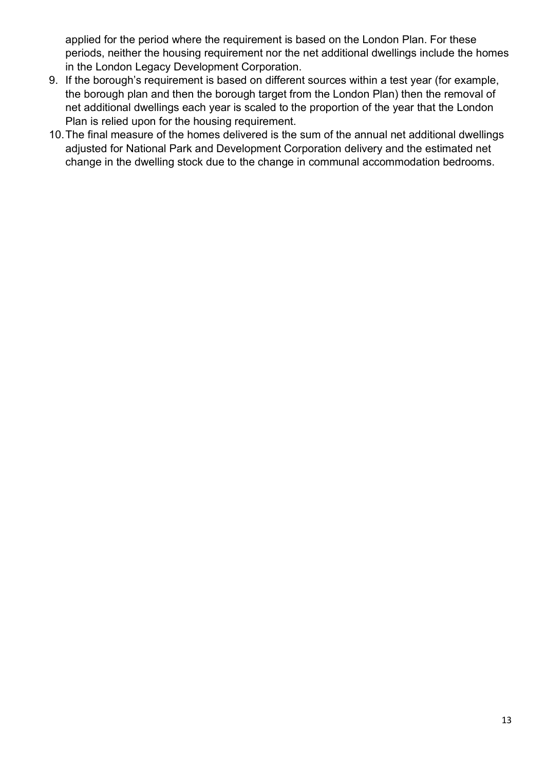applied for the period where the requirement is based on the London Plan. For these periods, neither the housing requirement nor the net additional dwellings include the homes in the London Legacy Development Corporation.

9. If the borough's requirement is based on different sources within a test year (for example, the borough plan and then the borough target from the London Plan) then the removal of net additional dwellings each year is scaled to the proportion of the year that the London Plan is relied upon for the housing requirement.
10. The final measure of the homes delivered is the sum of the annual net additional dwellings adjusted for National Park and Development Corporation delivery and the estimated net change in the dwelling stock due to the change in communal accommodation bedrooms.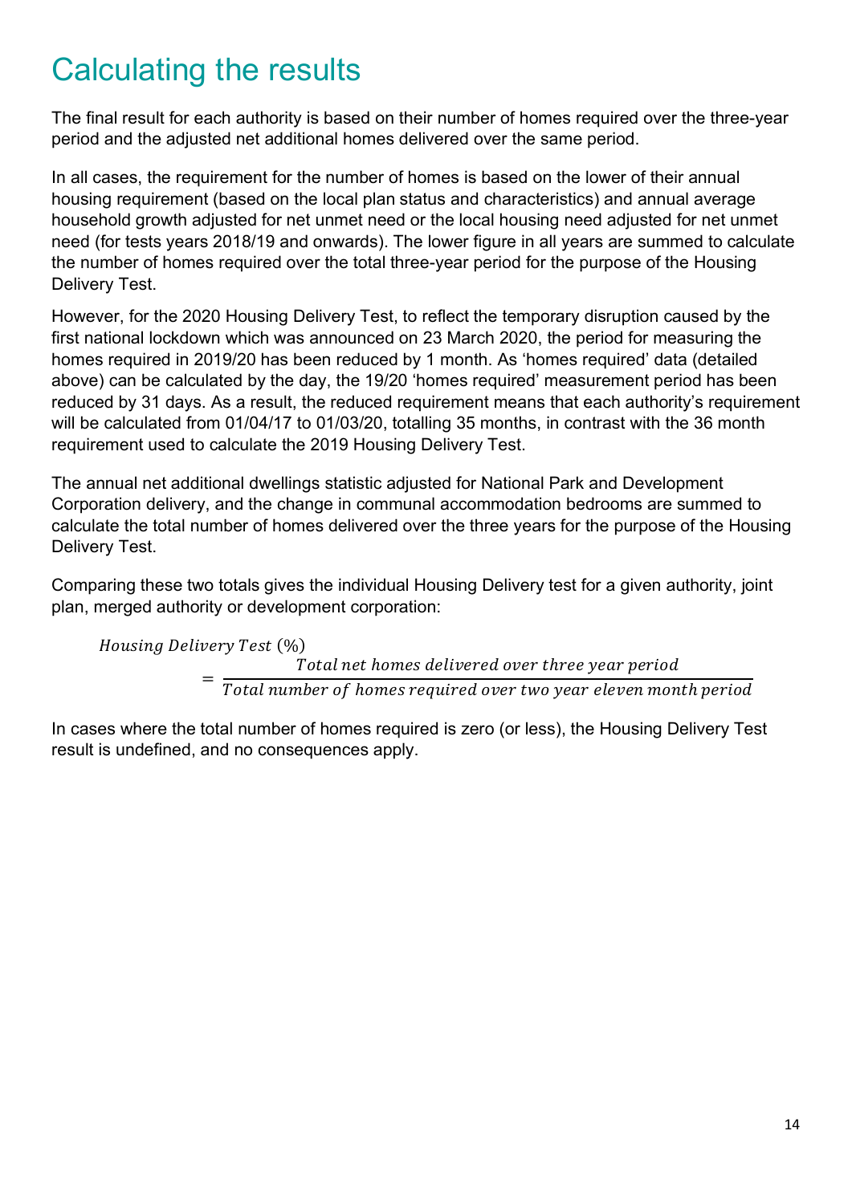# Calculating the results

The final result for each authority is based on their number of homes required over the three-year period and the adjusted net additional homes delivered over the same period.

In all cases, the requirement for the number of homes is based on the lower of their annual housing requirement (based on the local plan status and characteristics) and annual average household growth adjusted for net unmet need or the local housing need adjusted for net unmet need (for tests years 2018/19 and onwards). The lower figure in all years are summed to calculate the number of homes required over the total three-year period for the purpose of the Housing Delivery Test.

However, for the 2020 Housing Delivery Test, to reflect the temporary disruption caused by the first national lockdown which was announced on 23 March 2020, the period for measuring the homes required in 2019/20 has been reduced by 1 month. As 'homes required' data (detailed above) can be calculated by the day, the 19/20 'homes required' measurement period has been reduced by 31 days. As a result, the reduced requirement means that each authority's requirement will be calculated from 01/04/17 to 01/03/20, totalling 35 months, in contrast with the 36 month requirement used to calculate the 2019 Housing Delivery Test.

The annual net additional dwellings statistic adjusted for National Park and Development Corporation delivery, and the change in communal accommodation bedrooms are summed to calculate the total number of homes delivered over the three years for the purpose of the Housing Delivery Test.

Comparing these two totals gives the individual Housing Delivery test for a given authority, joint plan, merged authority or development corporation:

$$Housing\ Delivery\ Test\ (\%) = \frac{Total\ net\ homes\ delivered\ over\ three\ year\ period}{Total\ number\ of\ homes\ required\ over\ two\ year\ eleven\ month\ period}$$

In cases where the total number of homes required is zero (or less), the Housing Delivery Test result is undefined, and no consequences apply.